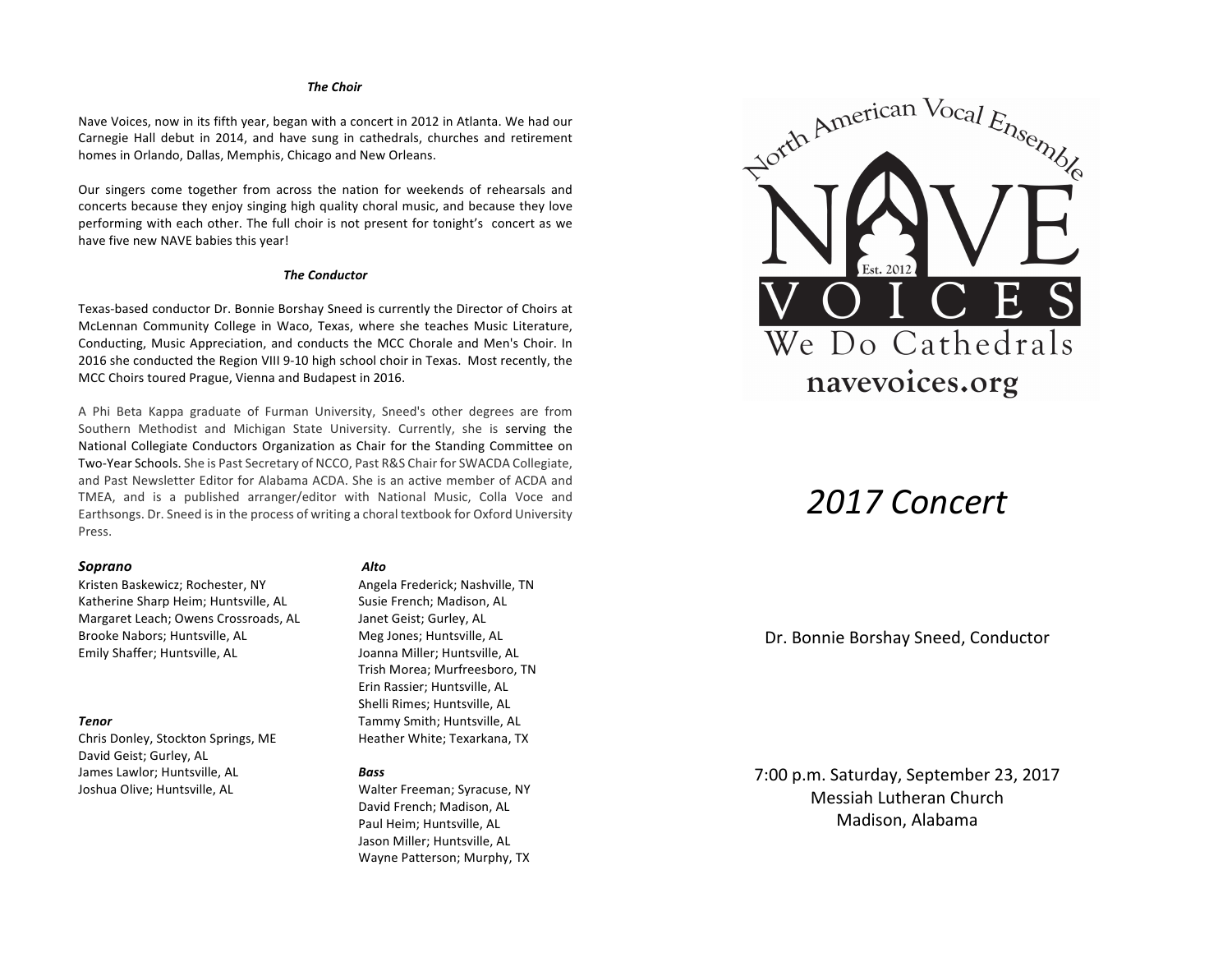### *The Choir*

Nave Voices, now in its fifth year, began with a concert in 2012 in Atlanta. We had our Carnegie Hall debut in 2014, and have sung in cathedrals, churches and retirement homes in Orlando, Dallas, Memphis, Chicago and New Orleans.

Our singers come together from across the nation for weekends of rehearsals and concerts because they enjoy singing high quality choral music, and because they love performing with each other. The full choir is not present for tonight's concert as we have five new NAVE babies this year!

### *The Conductor*

Texas-based conductor Dr. Bonnie Borshay Sneed is currently the Director of Choirs at McLennan Community College in Waco, Texas, where she teaches Music Literature, Conducting, Music Appreciation, and conducts the MCC Chorale and Men's Choir. In 2016 she conducted the Region VIII 9-10 high school choir in Texas. Most recently, the MCC Choirs toured Prague, Vienna and Budapest in 2016.

A Phi Beta Kappa graduate of Furman University, Sneed's other degrees are from Southern Methodist and Michigan State University. Currently, she is serving the National Collegiate Conductors Organization as Chair for the Standing Committee on Two-Year Schools. She is Past Secretary of NCCO, Past R&S Chair for SWACDA Collegiate, and Past Newsletter Editor for Alabama ACDA. She is an active member of ACDA and TMEA, and is a published arranger/editor with National Music, Colla Voce and Earthsongs. Dr. Sneed is in the process of writing a choral textbook for Oxford University Press.

***Soprano***

Kristen Baskewicz; Rochester, NY
Katherine Sharp Heim; Huntsville, AL
Margaret Leach; Owens Crossroads, AL
Brooke Nabors; Huntsville, AL
Emily Shaffer; Huntsville, AL

***Alto***

Angela Frederick; Nashville, TN
Susie French; Madison, AL
Janet Geist; Gurley, AL
Meg Jones; Huntsville, AL
Joanna Miller; Huntsville, AL
Trish Morea; Murfreesboro, TN
Erin Rassier; Huntsville, AL
Shelli Rimes; Huntsville, AL
Tammy Smith; Huntsville, AL
Heather White; Texarkana, TX

***Tenor***

Chris Donley, Stockton Springs, ME
David Geist; Gurley, AL
James Lawlor; Huntsville, AL
Joshua Olive; Huntsville, AL

***Bass***

Walter Freeman; Syracuse, NY
David French; Madison, AL
Paul Heim; Huntsville, AL
Jason Miller; Huntsville, AL
Wayne Patterson; Murphy, TX

North American Vocal Ensemble

NAVE VOICES

Est. 2012

We Do Cathedrals

navevoices.org

# *2017 Concert*

Dr. Bonnie Borshay Sneed, Conductor

7:00 p.m. Saturday, September 23, 2017
Messiah Lutheran Church
Madison, Alabama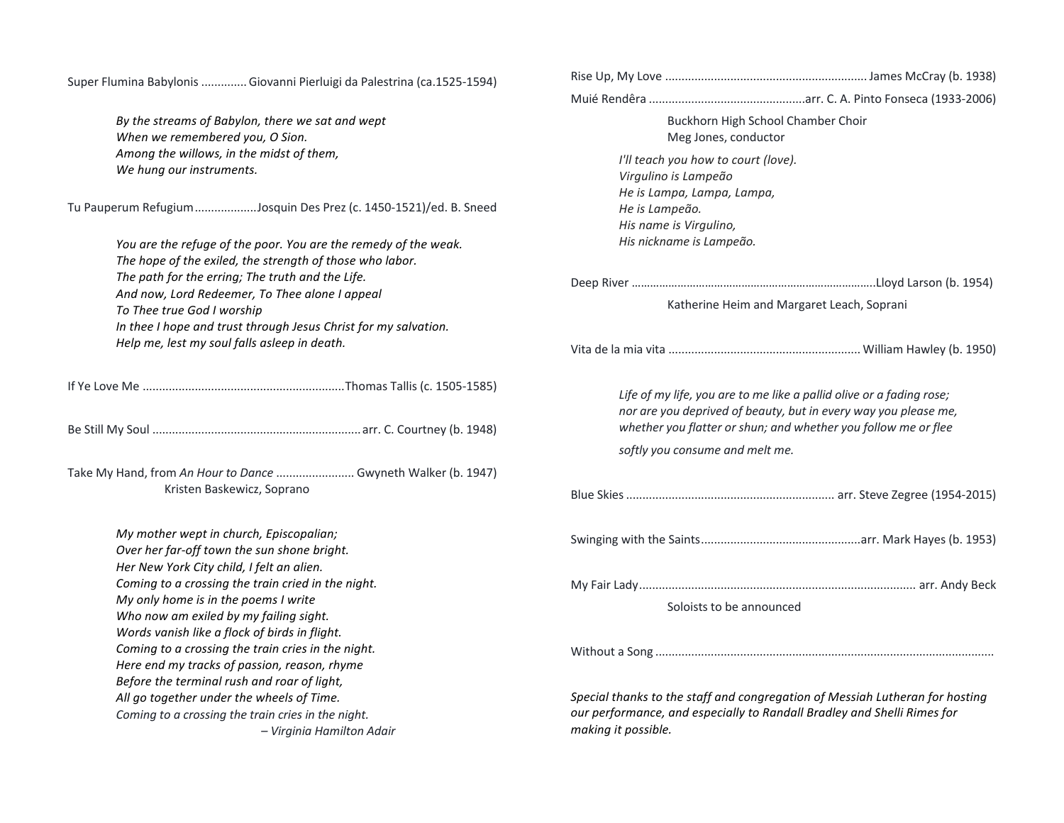Super Flumina Babylonis .............. Giovanni Pierluigi da Palestrina (ca.1525-1594)

*By the streams of Babylon, there we sat and wept*
*When we remembered you, O Sion.*
*Among the willows, in the midst of them,*
*We hung our instruments.*

Tu Pauperum Refugium ..................Josquin Des Prez (c. 1450-1521)/ed. B. Sneed

*You are the refuge of the poor. You are the remedy of the weak.*
*The hope of the exiled, the strength of those who labor.*
*The path for the erring; The truth and the Life.*
*And now, Lord Redeemer, To Thee alone I appeal*
*To Thee true God I worship*
*In thee I hope and trust through Jesus Christ for my salvation.*
*Help me, lest my soul falls asleep in death.*

If Ye Love Me .............................................................Thomas Tallis (c. 1505-1585)

Be Still My Soul ................................................................ arr. C. Courtney (b. 1948)

Take My Hand, from *An Hour to Dance* ........................ Gwyneth Walker (b. 1947)
Kristen Baskewicz, Soprano

*My mother wept in church, Episcopalian;*
*Over her far-off town the sun shone bright.*
*Her New York City child, I felt an alien.*
*Coming to a crossing the train cried in the night.*
*My only home is in the poems I write*
*Who now am exiled by my failing sight.*
*Words vanish like a flock of birds in flight.*
*Coming to a crossing the train cries in the night.*
*Here end my tracks of passion, reason, rhyme*
*Before the terminal rush and roar of light,*
*All go together under the wheels of Time.*
*Coming to a crossing the train cries in the night.*
*– Virginia Hamilton Adair*

Rise Up, My Love ............................................................. James McCray (b. 1938)

Muié Rendêra ................................................arr. C. A. Pinto Fonseca (1933-2006)

Buckhorn High School Chamber Choir
Meg Jones, conductor

*I'll teach you how to court (love).*
*Virgulino is Lampeão*
*He is Lampa, Lampa, Lampa,*
*He is Lampeão.*
*His name is Virgulino,*
*His nickname is Lampeão.*

Deep River ..............................................................................Lloyd Larson (b. 1954)

Katherine Heim and Margaret Leach, Soprani

Vita de la mia vita .......................................................... William Hawley (b. 1950)

*Life of my life, you are to me like a pallid olive or a fading rose;*
*nor are you deprived of beauty, but in every way you please me,*
*whether you flatter or shun; and whether you follow me or flee*
*softly you consume and melt me.*

Blue Skies ................................................................ arr. Steve Zegree (1954-2015)

Swinging with the Saints.................................................arr. Mark Hayes (b. 1953)

My Fair Lady.................................................................................... arr. Andy Beck

Soloists to be announced

Without a Song .......................................................................................................

*Special thanks to the staff and congregation of Messiah Lutheran for hosting our performance, and especially to Randall Bradley and Shelli Rimes for making it possible.*